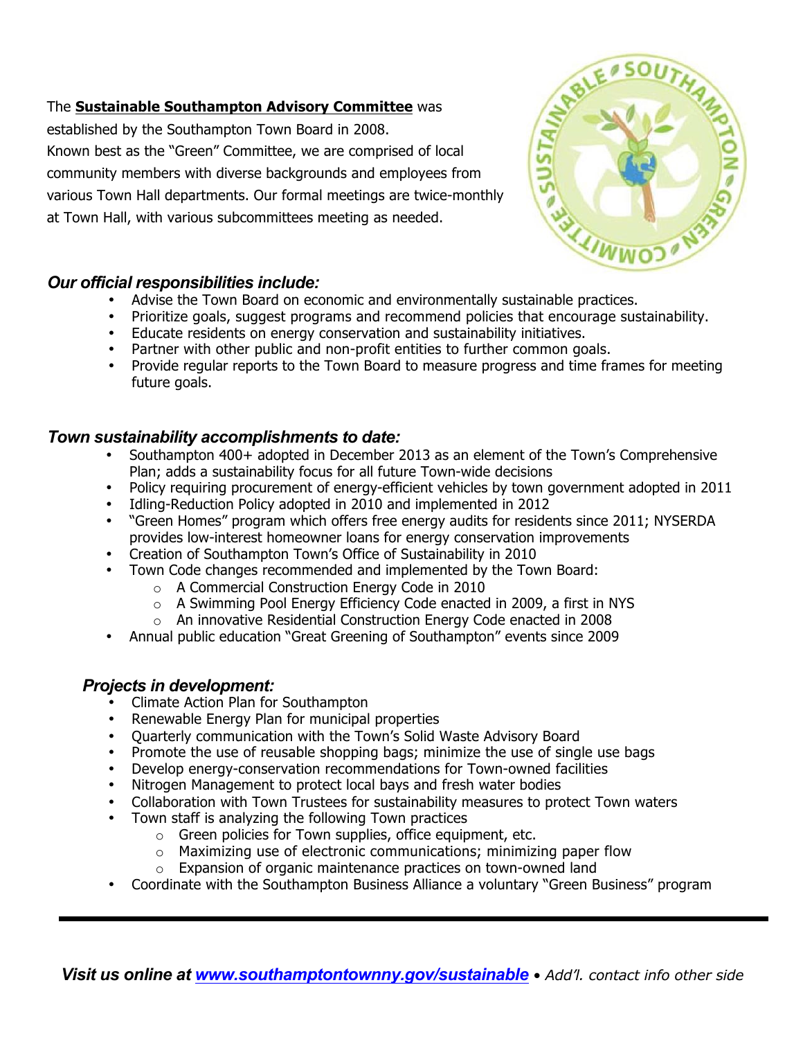The **Sustainable Southampton Advisory Committee** was established by the Southampton Town Board in 2008. Known best as the "Green" Committee, we are comprised of local community members with diverse backgrounds and employees from various Town Hall departments. Our formal meetings are twice-monthly at Town Hall, with various subcommittees meeting as needed.

### *Our official responsibilities include:*

- Advise the Town Board on economic and environmentally sustainable practices.
- Prioritize goals, suggest programs and recommend policies that encourage sustainability.
- Educate residents on energy conservation and sustainability initiatives.
- Partner with other public and non-profit entities to further common goals.
- Provide regular reports to the Town Board to measure progress and time frames for meeting future goals.

### *Town sustainability accomplishments to date:*

- Southampton 400+ adopted in December 2013 as an element of the Town's Comprehensive Plan; adds a sustainability focus for all future Town-wide decisions
- Policy requiring procurement of energy-efficient vehicles by town government adopted in 2011
- Idling-Reduction Policy adopted in 2010 and implemented in 2012
- "Green Homes" program which offers free energy audits for residents since 2011; NYSERDA provides low-interest homeowner loans for energy conservation improvements
- Creation of Southampton Town's Office of Sustainability in 2010
- Town Code changes recommended and implemented by the Town Board:
  - A Commercial Construction Energy Code in 2010
  - A Swimming Pool Energy Efficiency Code enacted in 2009, a first in NYS
  - An innovative Residential Construction Energy Code enacted in 2008
- Annual public education "Great Greening of Southampton" events since 2009

### *Projects in development:*

- Climate Action Plan for Southampton
- Renewable Energy Plan for municipal properties
- Quarterly communication with the Town's Solid Waste Advisory Board
- Promote the use of reusable shopping bags; minimize the use of single use bags
- Develop energy-conservation recommendations for Town-owned facilities
- Nitrogen Management to protect local bays and fresh water bodies
- Collaboration with Town Trustees for sustainability measures to protect Town waters
- Town staff is analyzing the following Town practices
  - Green policies for Town supplies, office equipment, etc.
  - Maximizing use of electronic communications; minimizing paper flow
  - Expansion of organic maintenance practices on town-owned land
- Coordinate with the Southampton Business Alliance a voluntary "Green Business" program

---

***Visit us online at [www.southamptontownny.gov/sustainable](www.southamptontownny.gov/sustainable)*** • *Add'l. contact info other side*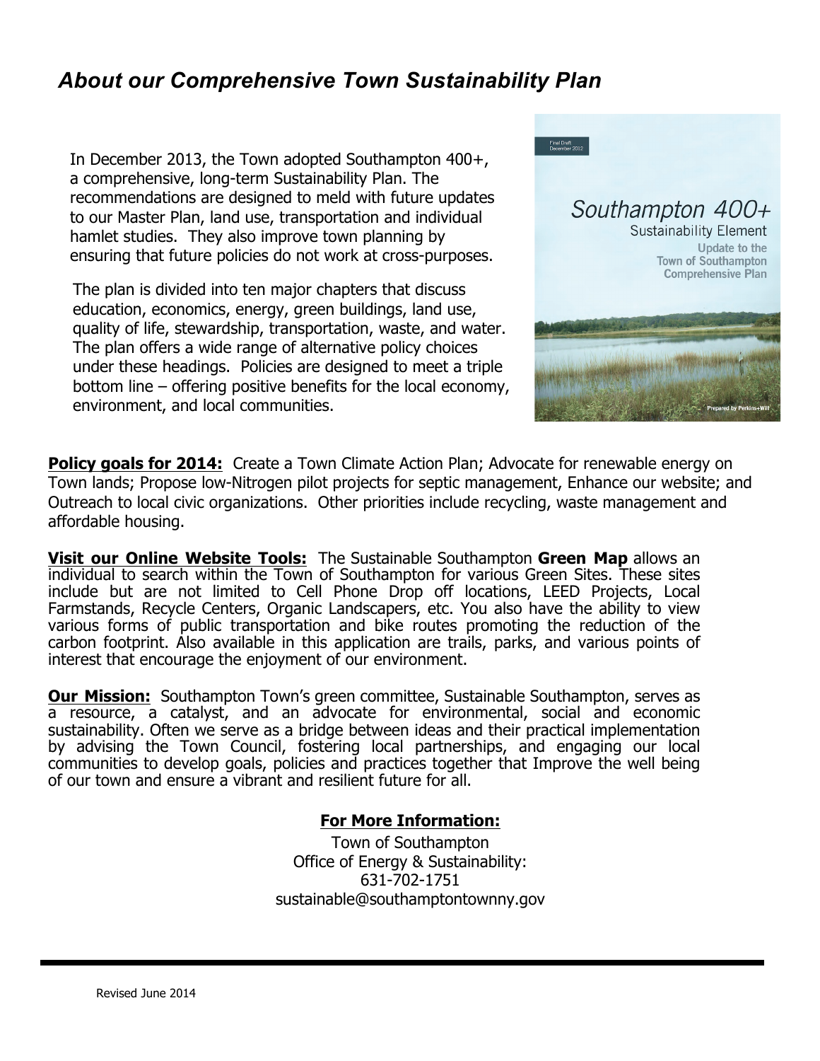# *About our Comprehensive Town Sustainability Plan*

In December 2013, the Town adopted Southampton 400+, a comprehensive, long-term Sustainability Plan. The recommendations are designed to meld with future updates to our Master Plan, land use, transportation and individual hamlet studies. They also improve town planning by ensuring that future policies do not work at cross-purposes.

The plan is divided into ten major chapters that discuss education, economics, energy, green buildings, land use, quality of life, stewardship, transportation, waste, and water. The plan offers a wide range of alternative policy choices under these headings. Policies are designed to meet a triple bottom line – offering positive benefits for the local economy, environment, and local communities.

**Policy goals for 2014:** Create a Town Climate Action Plan; Advocate for renewable energy on Town lands; Propose low-Nitrogen pilot projects for septic management, Enhance our website; and Outreach to local civic organizations. Other priorities include recycling, waste management and affordable housing.

**Visit our Online Website Tools:** The Sustainable Southampton **Green Map** allows an individual to search within the Town of Southampton for various Green Sites. These sites include but are not limited to Cell Phone Drop off locations, LEED Projects, Local Farmstands, Recycle Centers, Organic Landscapers, etc. You also have the ability to view various forms of public transportation and bike routes promoting the reduction of the carbon footprint. Also available in this application are trails, parks, and various points of interest that encourage the enjoyment of our environment.

**Our Mission:** Southampton Town's green committee, Sustainable Southampton, serves as a resource, a catalyst, and an advocate for environmental, social and economic sustainability. Often we serve as a bridge between ideas and their practical implementation by advising the Town Council, fostering local partnerships, and engaging our local communities to develop goals, policies and practices together that Improve the well being of our town and ensure a vibrant and resilient future for all.

**For More Information:**

Town of Southampton
Office of Energy & Sustainability:
631-702-1751
sustainable@southamptontownny.gov

Revised June 2014